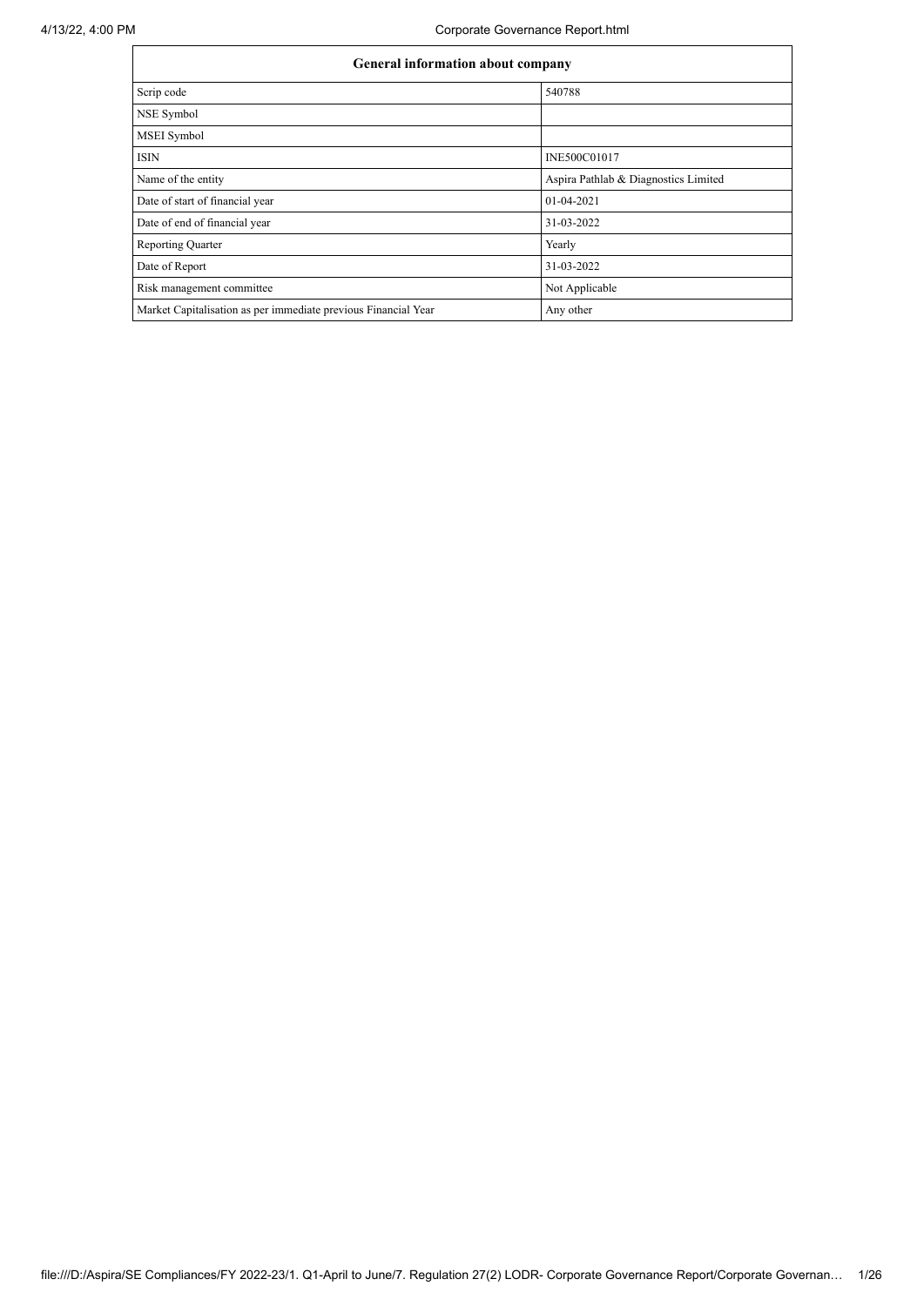| General information about company | |
|---|---|
| Scrip code | 540788 |
| NSE Symbol | |
| MSEI Symbol | |
| ISIN | INE500C01017 |
| Name of the entity | Aspira Pathlab & Diagnostics Limited |
| Date of start of financial year | 01-04-2021 |
| Date of end of financial year | 31-03-2022 |
| Reporting Quarter | Yearly |
| Date of Report | 31-03-2022 |
| Risk management committee | Not Applicable |
| Market Capitalisation as per immediate previous Financial Year | Any other |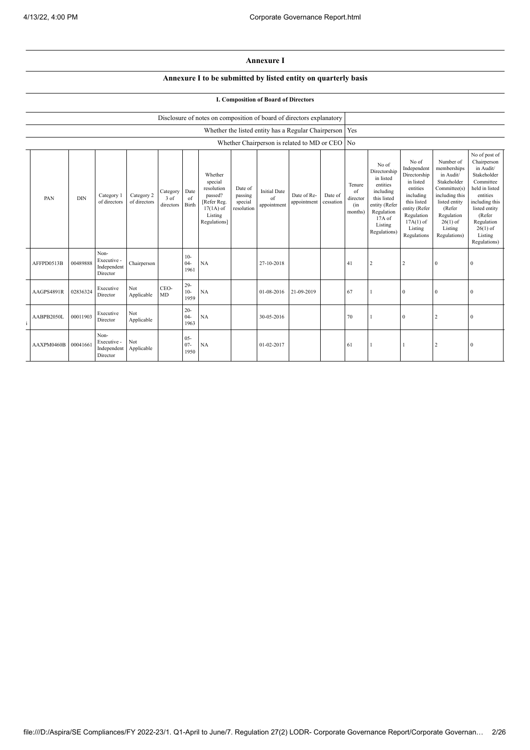## Annexure I

### Annexure I to be submitted by listed entity on quarterly basis

#### I. Composition of Board of Directors

| Disclosure of notes on composition of board of directors explanatory | |
|---|---|
| Whether the listed entity has a Regular Chairperson | Yes |
| Whether Chairperson is related to MD or CEO | No |

| PAN | DIN | Category 1 of directors | Category 2 of directors | Category 3 of directors | Date of Birth | Whether special resolution passed? [Refer Reg. 17(1A) of Listing Regulations] | Date of passing special resolution | Initial Date of appointment | Date of Re-appointment | Date of cessation | Tenure of director (in months) | No of Directorship in listed entities including this listed entity (Refer Regulation 17A of Listing Regulations) | No of Independent Directorship in listed entities including this listed entity (Refer Regulation 17A(1) of Listing Regulations | Number of memberships in Audit/ Stakeholder Committee(s) including this listed entity (Refer Regulation 26(1) of Listing Regulations) | No of post of Chairperson in Audit/ Stakeholder Committee held in listed entities including this listed entity (Refer Regulation 26(1) of Listing Regulations) |
|---|---|---|---|---|---|---|---|---|---|---|---|---|---|---|---|
| AFFPD0513B | 00489888 | Non-Executive - Independent Director | Chairperson | | 10-04-1961 | NA | | 27-10-2018 | | | 41 | 2 | 2 | 0 | 0 |
| AAGPS4891R | 02836324 | Executive Director | Not Applicable | CEO-MD | 29-10-1959 | NA | | 01-08-2016 | 21-09-2019 | | 67 | 1 | 0 | 0 | 0 |
| AABPB2050L | 00011903 | Executive Director | Not Applicable | | 20-04-1963 | NA | | 30-05-2016 | | | 70 | 1 | 0 | 2 | 0 |
| AAXPM0460B | 00041661 | Non-Executive - Independent Director | Not Applicable | | 05-07-1950 | NA | | 01-02-2017 | | | 61 | 1 | 1 | 2 | 0 |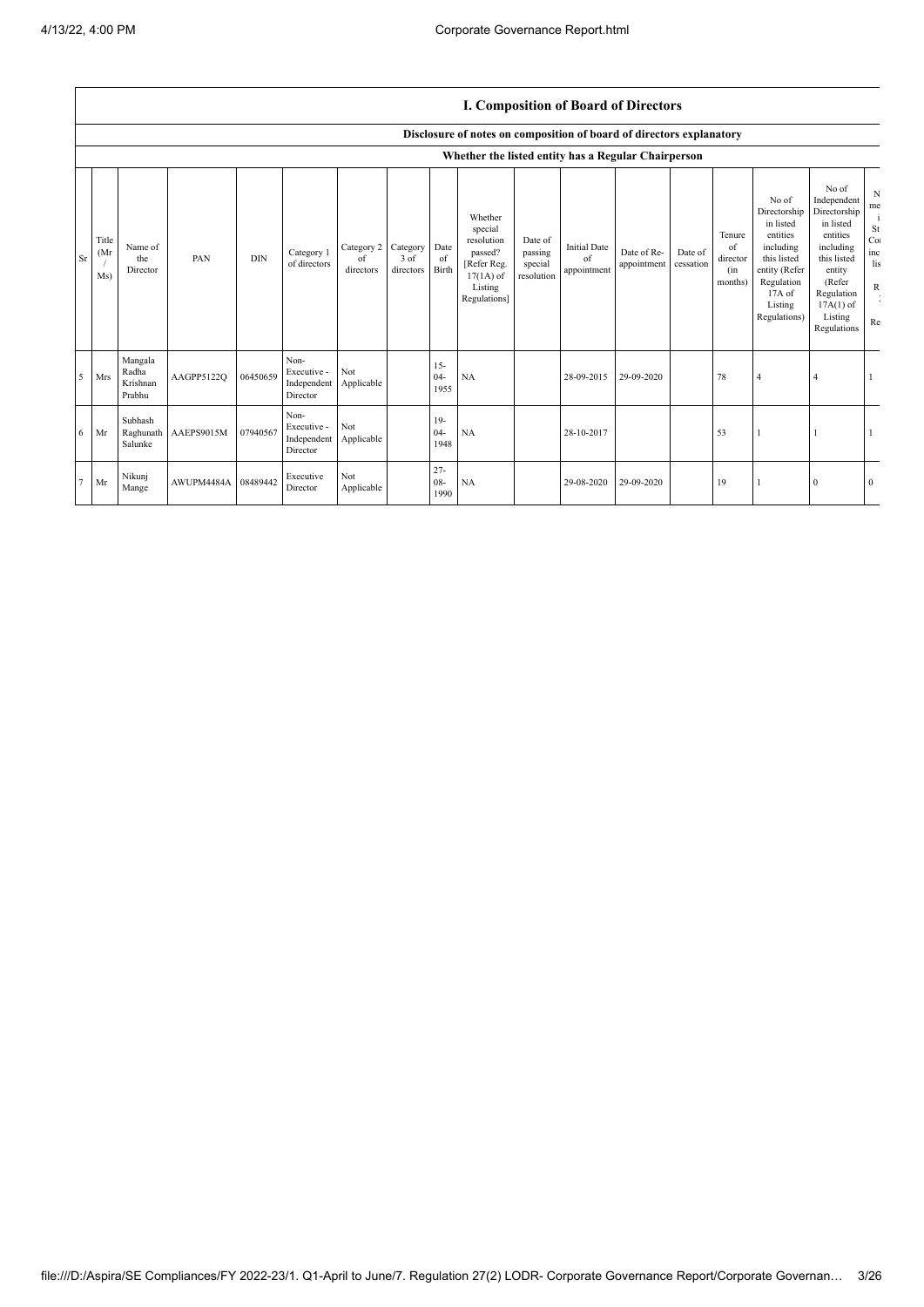## I. Composition of Board of Directors

### Disclosure of notes on composition of board of directors explanatory

#### Whether the listed entity has a Regular Chairperson

| Sr | Title (Mr / Ms) | Name of the Director | PAN | DIN | Category 1 of directors | Category 2 of directors | Category 3 of directors | Date of Birth | Whether special resolution passed? [Refer Reg. 17(1A) of Listing Regulations] | Date of passing special resolution | Initial Date of appointment | Date of Re-appointment | Date of cessation | Tenure of director (in months) | No of Directorship in listed entities including this listed entity (Refer Regulation 17A of Listing Regulations) | No of Independent Directorship in listed entities including this listed entity (Refer Regulation 17A(1) of Listing Regulations | N me i St Co inc lis R Re |
|---|---|---|---|---|---|---|---|---|---|---|---|---|---|---|---|---|---|
| 5 | Mrs | Mangala Radha Krishnan Prabhu | AAGPP5122Q | 06450659 | Non-Executive - Independent Director | Not Applicable | | 15-04-1955 | NA | | 28-09-2015 | 29-09-2020 | | 78 | 4 | 4 | 1 |
| 6 | Mr | Subhash Raghunath Salunke | AAEPS9015M | 07940567 | Non-Executive - Independent Director | Not Applicable | | 19-04-1948 | NA | | 28-10-2017 | | | 53 | 1 | 1 | 1 |
| 7 | Mr | Nikunj Mange | AWUPM4484A | 08489442 | Executive Director | Not Applicable | | 27-08-1990 | NA | | 29-08-2020 | 29-09-2020 | | 19 | 1 | 0 | 0 |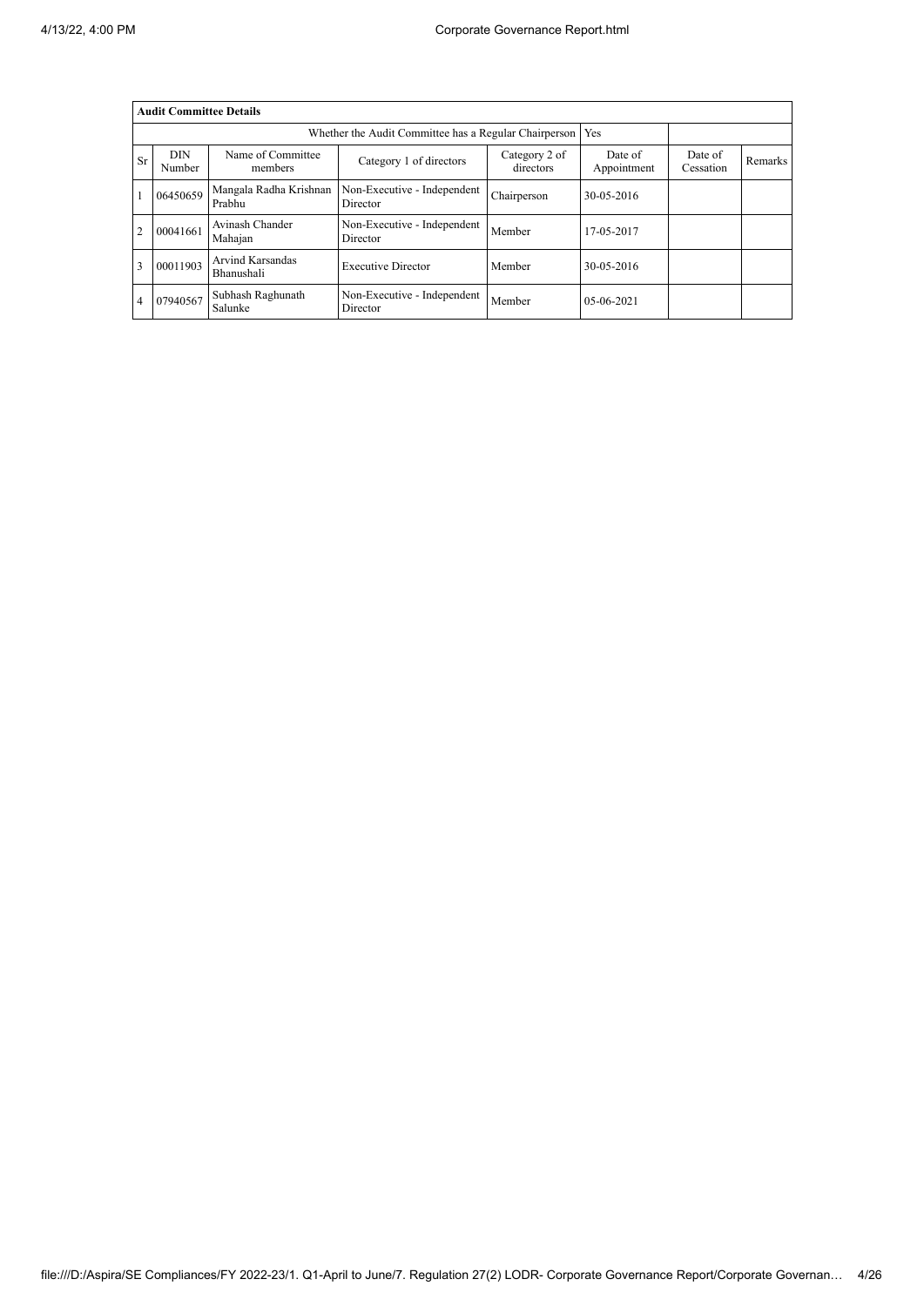| Audit Committee Details | | | | | | | |
|---|---|---|---|---|---|---|---|
| Whether the Audit Committee has a Regular Chairperson | | | | | Yes | | |
| Sr | DIN Number | Name of Committee members | Category 1 of directors | Category 2 of directors | Date of Appointment | Date of Cessation | Remarks |
| 1 | 06450659 | Mangala Radha Krishnan Prabhu | Non-Executive - Independent Director | Chairperson | 30-05-2016 | | |
| 2 | 00041661 | Avinash Chander Mahajan | Non-Executive - Independent Director | Member | 17-05-2017 | | |
| 3 | 00011903 | Arvind Karsandas Bhanushali | Executive Director | Member | 30-05-2016 | | |
| 4 | 07940567 | Subhash Raghunath Salunke | Non-Executive - Independent Director | Member | 05-06-2021 | | |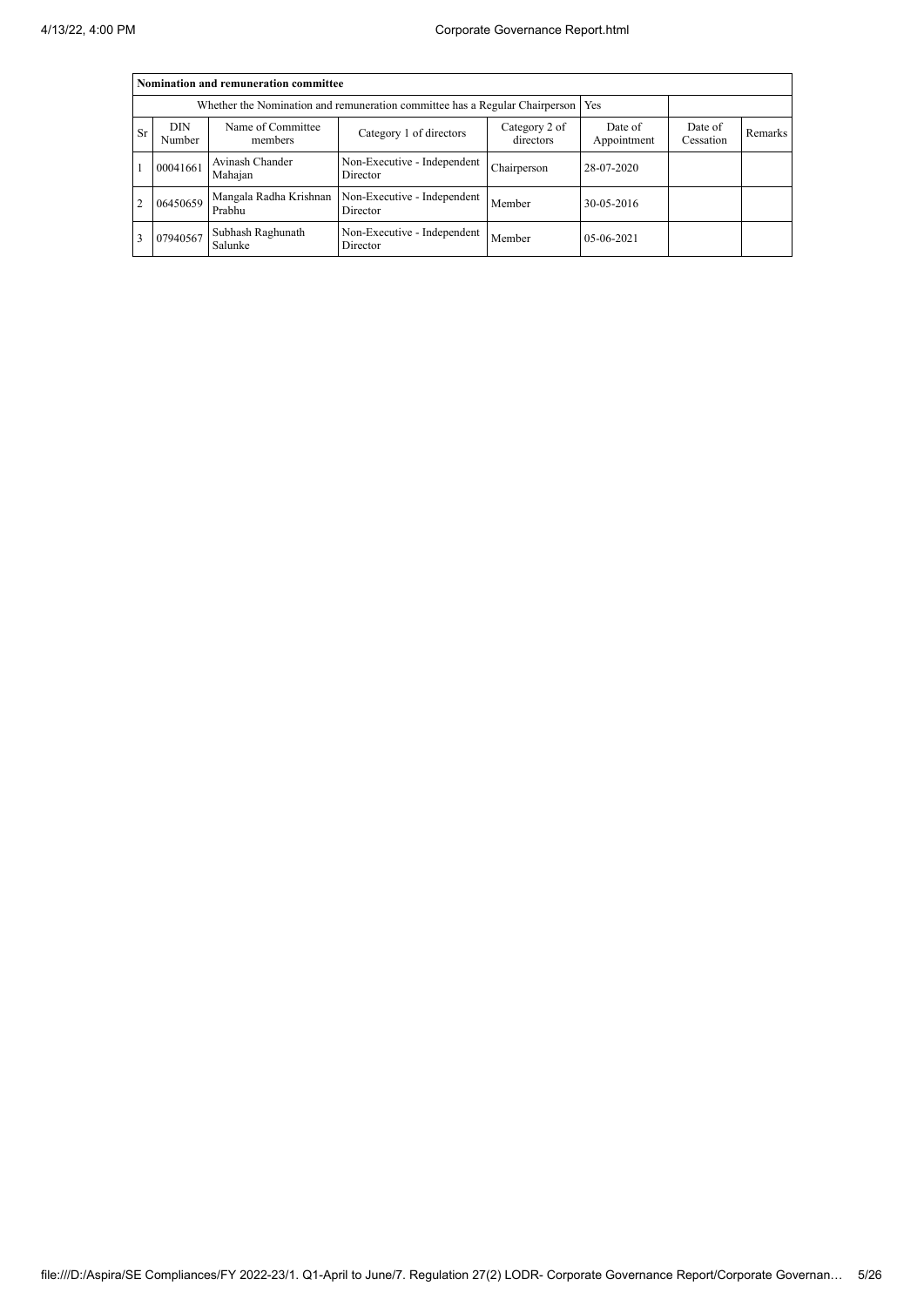| Nomination and remuneration committee | | | | | | | |
|---|---|---|---|---|---|---|---|
| Whether the Nomination and remuneration committee has a Regular Chairperson | | | | | Yes | | |
| Sr | DIN Number | Name of Committee members | Category 1 of directors | Category 2 of directors | Date of Appointment | Date of Cessation | Remarks |
| 1 | 00041661 | Avinash Chander Mahajan | Non-Executive - Independent Director | Chairperson | 28-07-2020 | | |
| 2 | 06450659 | Mangala Radha Krishnan Prabhu | Non-Executive - Independent Director | Member | 30-05-2016 | | |
| 3 | 07940567 | Subhash Raghunath Salunke | Non-Executive - Independent Director | Member | 05-06-2021 | | |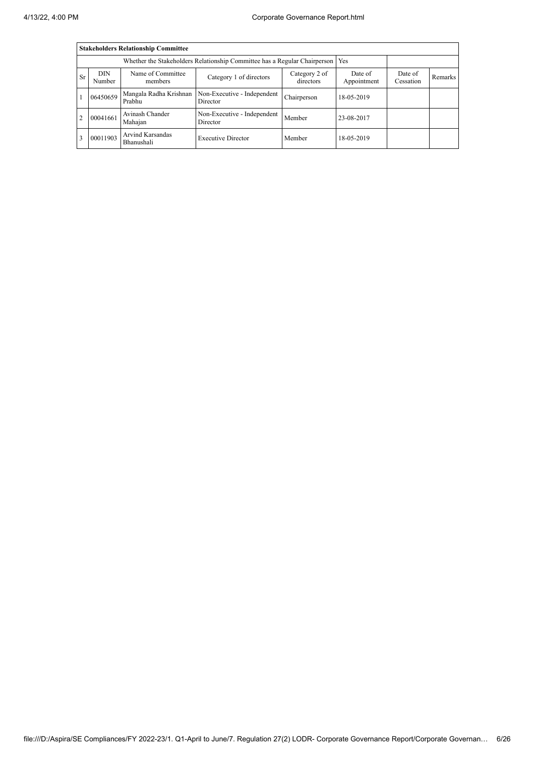| Stakeholders Relationship Committee | | | | | | | |
|---|---|---|---|---|---|---|---|
| Whether the Stakeholders Relationship Committee has a Regular Chairperson | | | | Yes | | | |
| Sr | DIN Number | Name of Committee members | Category 1 of directors | Category 2 of directors | Date of Appointment | Date of Cessation | Remarks |
| 1 | 06450659 | Mangala Radha Krishnan Prabhu | Non-Executive - Independent Director | Chairperson | 18-05-2019 | | |
| 2 | 00041661 | Avinash Chander Mahajan | Non-Executive - Independent Director | Member | 23-08-2017 | | |
| 3 | 00011903 | Arvind Karsandas Bhanushali | Executive Director | Member | 18-05-2019 | | |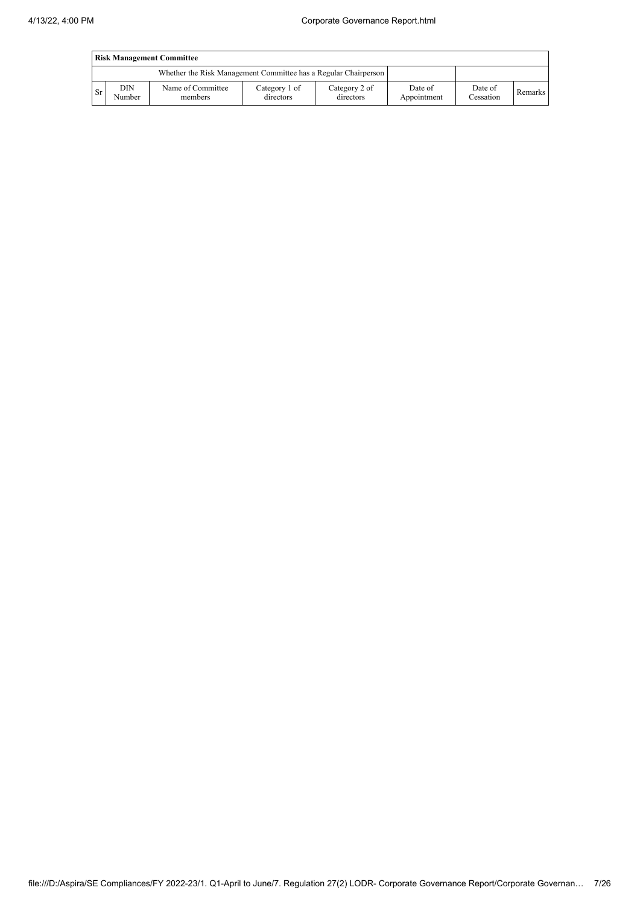| Risk Management Committee | | | | | | | |
|---|---|---|---|---|---|---|---|
| Whether the Risk Management Committee has a Regular Chairperson | | | | | | | |
| Sr | DIN Number | Name of Committee members | Category 1 of directors | Category 2 of directors | Date of Appointment | Date of Cessation | Remarks |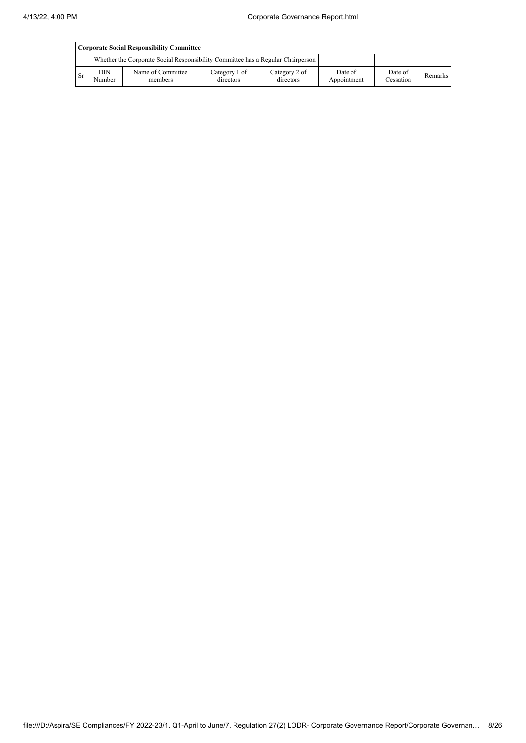| Corporate Social Responsibility Committee | | | | | | | |
|---|---|---|---|---|---|---|---|
| Whether the Corporate Social Responsibility Committee has a Regular Chairperson | | | | | | | |
| Sr | DIN Number | Name of Committee members | Category 1 of directors | Category 2 of directors | Date of Appointment | Date of Cessation | Remarks |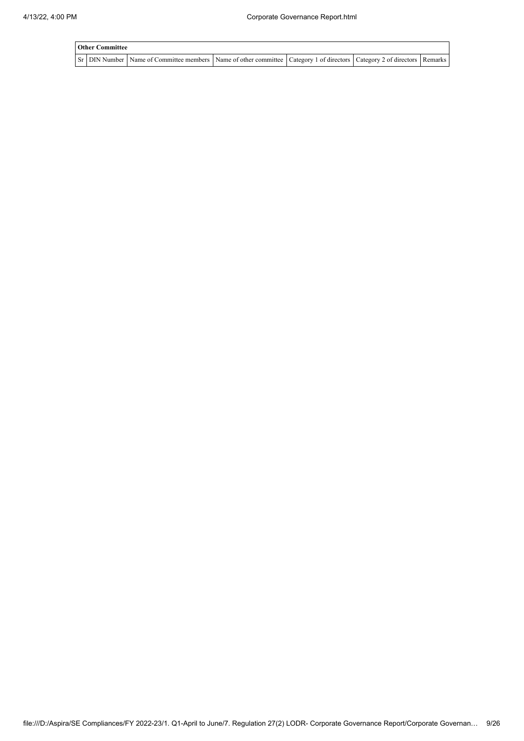| Other Committee | | | | | | |
|---|---|---|---|---|---|---|
| Sr | DIN Number | Name of Committee members | Name of other committee | Category 1 of directors | Category 2 of directors | Remarks |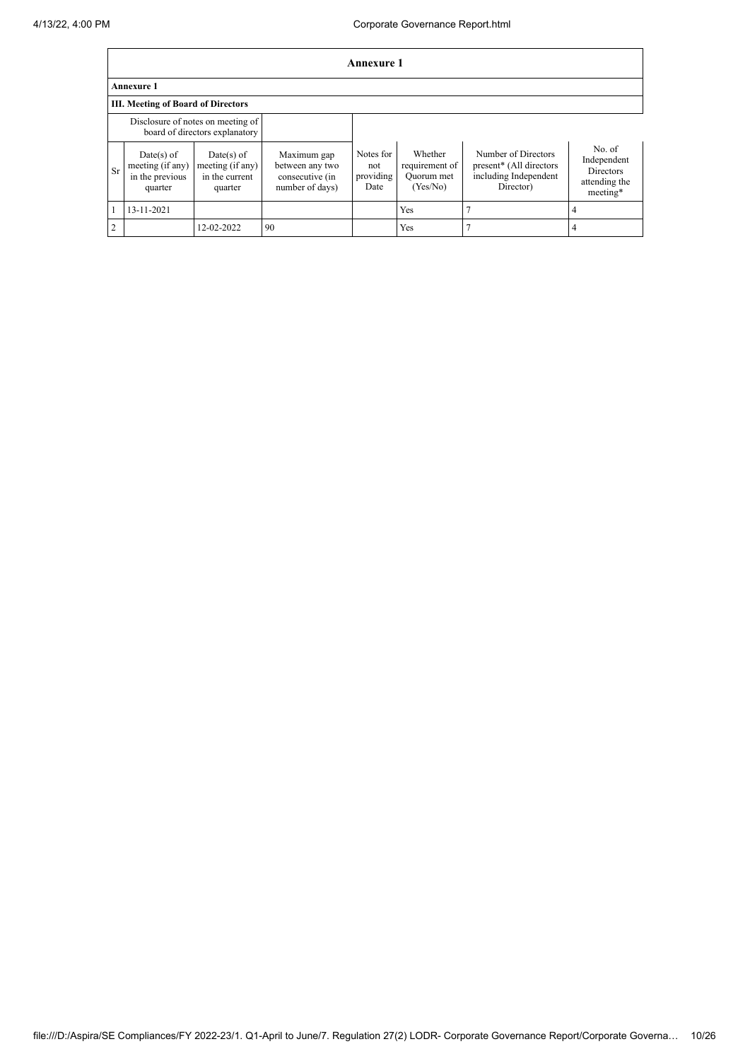# Annexure 1

**Annexure 1**

**III. Meeting of Board of Directors**

| Disclosure of notes on meeting of board of directors explanatory | | | | | | | |
|---|---|---|---|---|---|---|---|
| Sr | Date(s) of meeting (if any) in the previous quarter | Date(s) of meeting (if any) in the current quarter | Maximum gap between any two consecutive (in number of days) | Notes for not providing Date | Whether requirement of Quorum met (Yes/No) | Number of Directors present* (All directors including Independent Director) | No. of Independent Directors attending the meeting* |
| 1 | 13-11-2021 | | | | Yes | 7 | 4 |
| 2 | | 12-02-2022 | 90 | | Yes | 7 | 4 |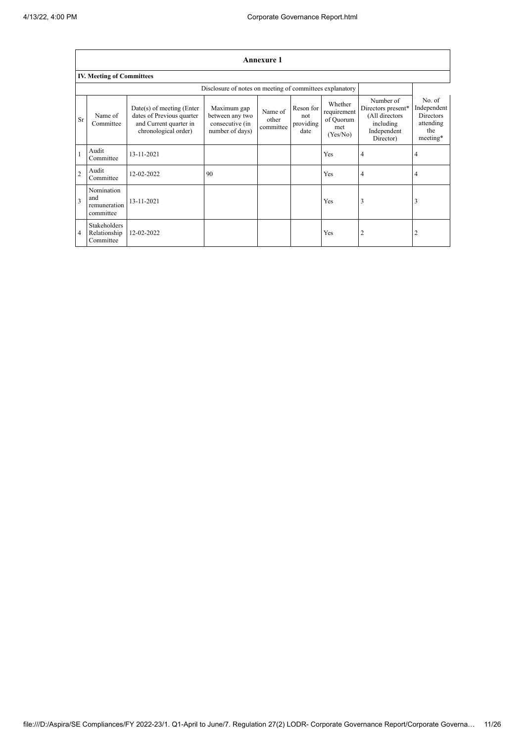## Annexure 1

### IV. Meeting of Committees

| | | Disclosure of notes on meeting of committees explanatory | | | | | | |
|---|---|---|---|---|---|---|---|---|
| Sr | Name of Committee | Date(s) of meeting (Enter dates of Previous quarter and Current quarter in chronological order) | Maximum gap between any two consecutive (in number of days) | Name of other committee | Reson for not providing date | Whether requirement of Quorum met (Yes/No) | Number of Directors present* (All directors including Independent Director) | No. of Independent Directors attending the meeting* |
| 1 | Audit Committee | 13-11-2021 | | | | Yes | 4 | 4 |
| 2 | Audit Committee | 12-02-2022 | 90 | | | Yes | 4 | 4 |
| 3 | Nomination and remuneration committee | 13-11-2021 | | | | Yes | 3 | 3 |
| 4 | Stakeholders Relationship Committee | 12-02-2022 | | | | Yes | 2 | 2 |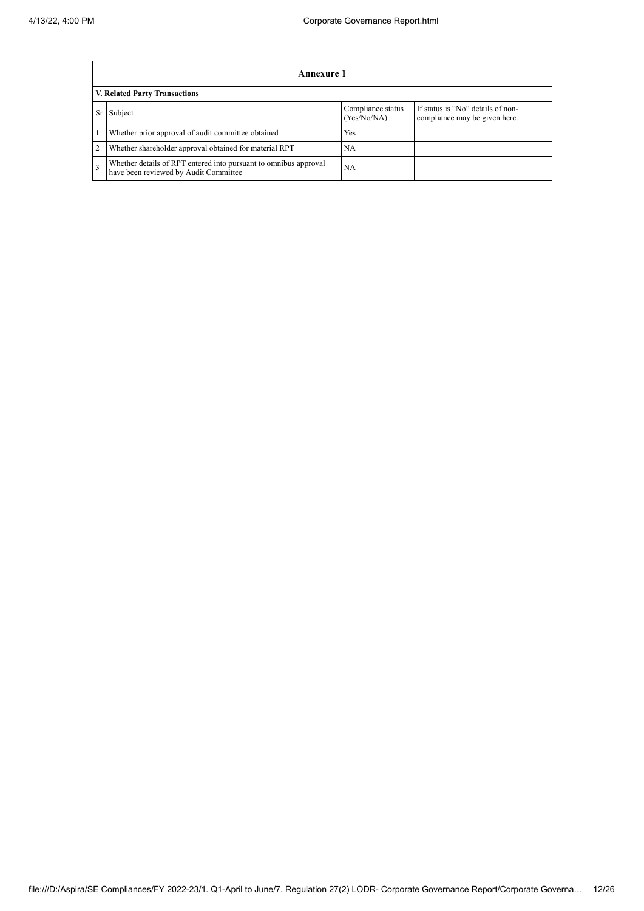| Annexure 1 | | | |
|---|---|---|---|
| **V. Related Party Transactions** | | | |
| Sr | Subject | Compliance status (Yes/No/NA) | If status is "No" details of non-compliance may be given here. |
| 1 | Whether prior approval of audit committee obtained | Yes | |
| 2 | Whether shareholder approval obtained for material RPT | NA | |
| 3 | Whether details of RPT entered into pursuant to omnibus approval have been reviewed by Audit Committee | NA | |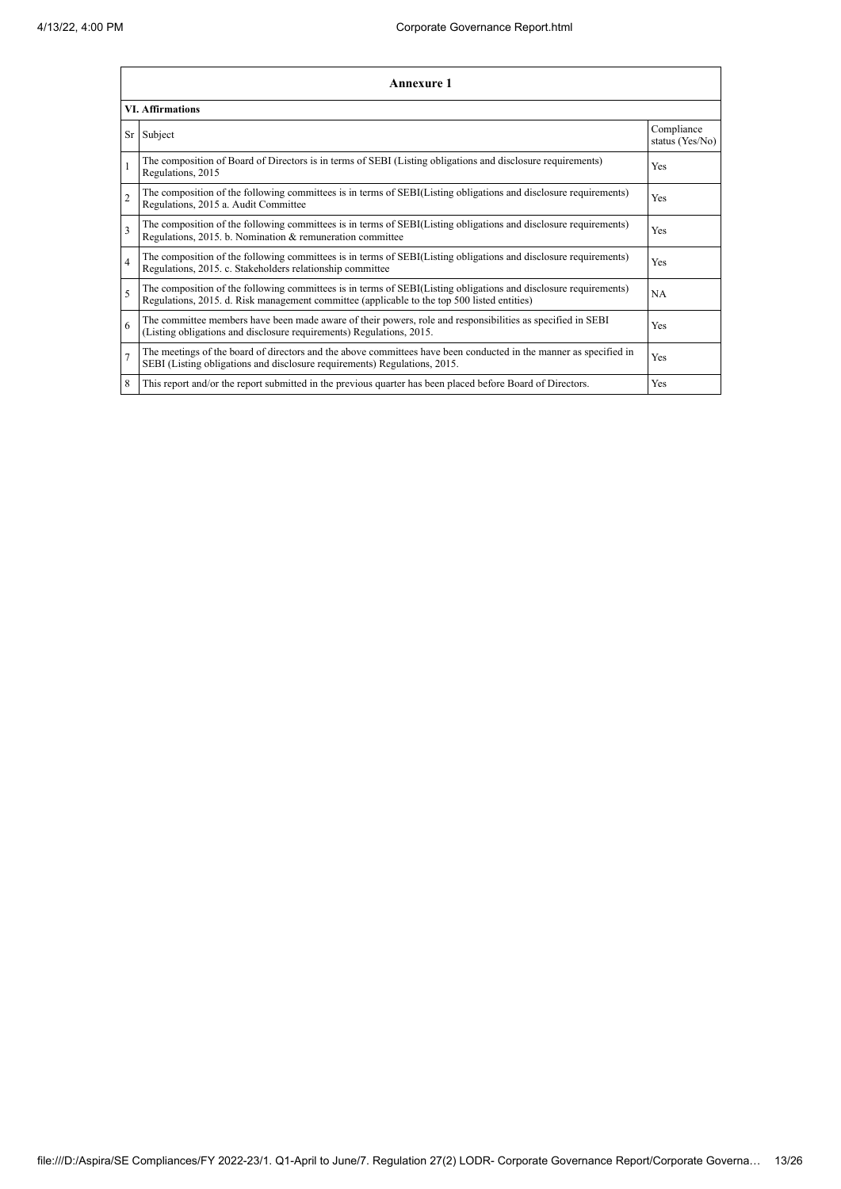## Annexure 1

### VI. Affirmations

| Sr | Subject | Compliance status (Yes/No) |
|---|---|---|
| 1 | The composition of Board of Directors is in terms of SEBI (Listing obligations and disclosure requirements) Regulations, 2015 | Yes |
| 2 | The composition of the following committees is in terms of SEBI(Listing obligations and disclosure requirements) Regulations, 2015 a. Audit Committee | Yes |
| 3 | The composition of the following committees is in terms of SEBI(Listing obligations and disclosure requirements) Regulations, 2015. b. Nomination & remuneration committee | Yes |
| 4 | The composition of the following committees is in terms of SEBI(Listing obligations and disclosure requirements) Regulations, 2015. c. Stakeholders relationship committee | Yes |
| 5 | The composition of the following committees is in terms of SEBI(Listing obligations and disclosure requirements) Regulations, 2015. d. Risk management committee (applicable to the top 500 listed entities) | NA |
| 6 | The committee members have been made aware of their powers, role and responsibilities as specified in SEBI (Listing obligations and disclosure requirements) Regulations, 2015. | Yes |
| 7 | The meetings of the board of directors and the above committees have been conducted in the manner as specified in SEBI (Listing obligations and disclosure requirements) Regulations, 2015. | Yes |
| 8 | This report and/or the report submitted in the previous quarter has been placed before Board of Directors. | Yes |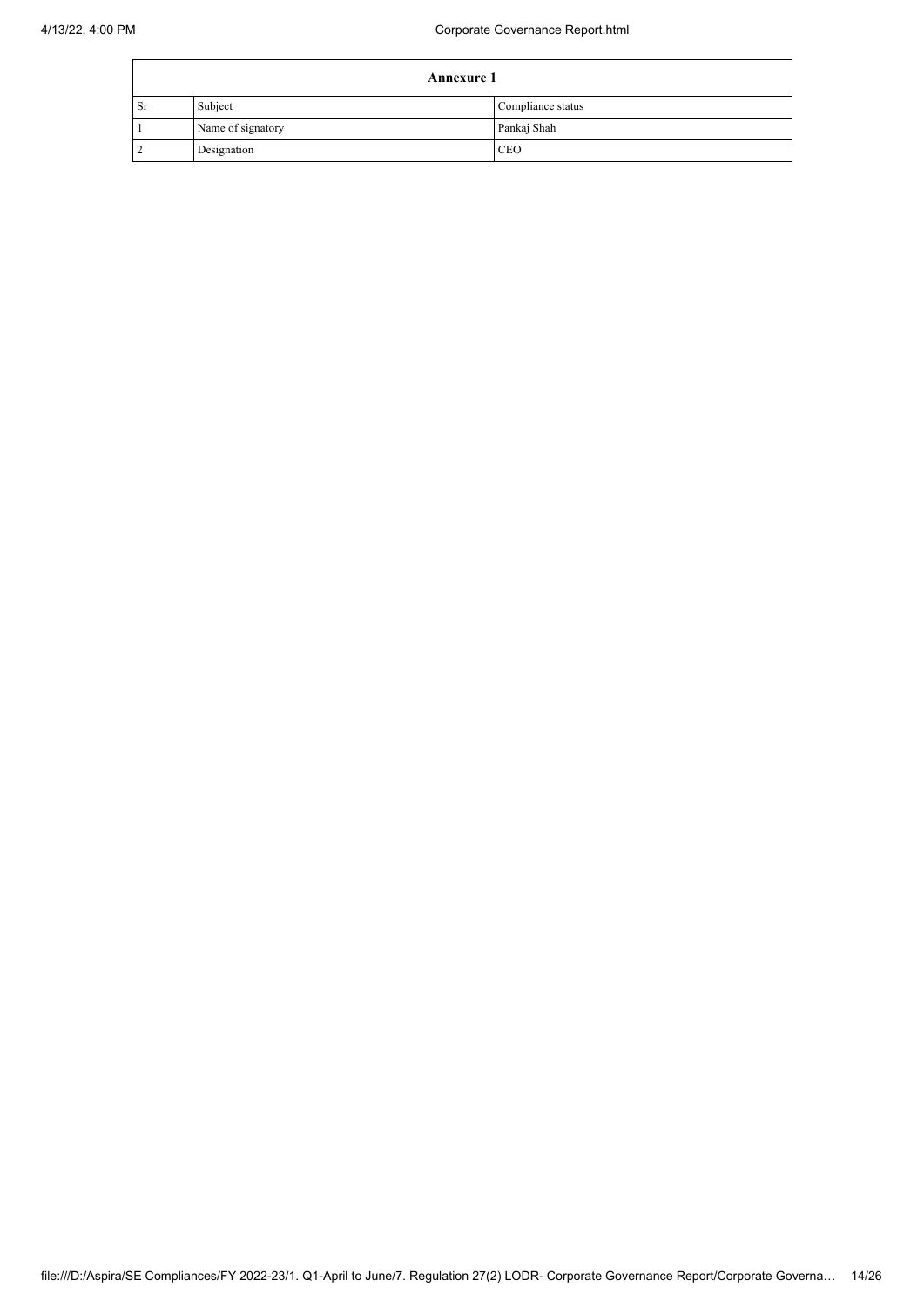| Annexure 1 | | |
|---|---|---|
| Sr | Subject | Compliance status |
| 1 | Name of signatory | Pankaj Shah |
| 2 | Designation | CEO |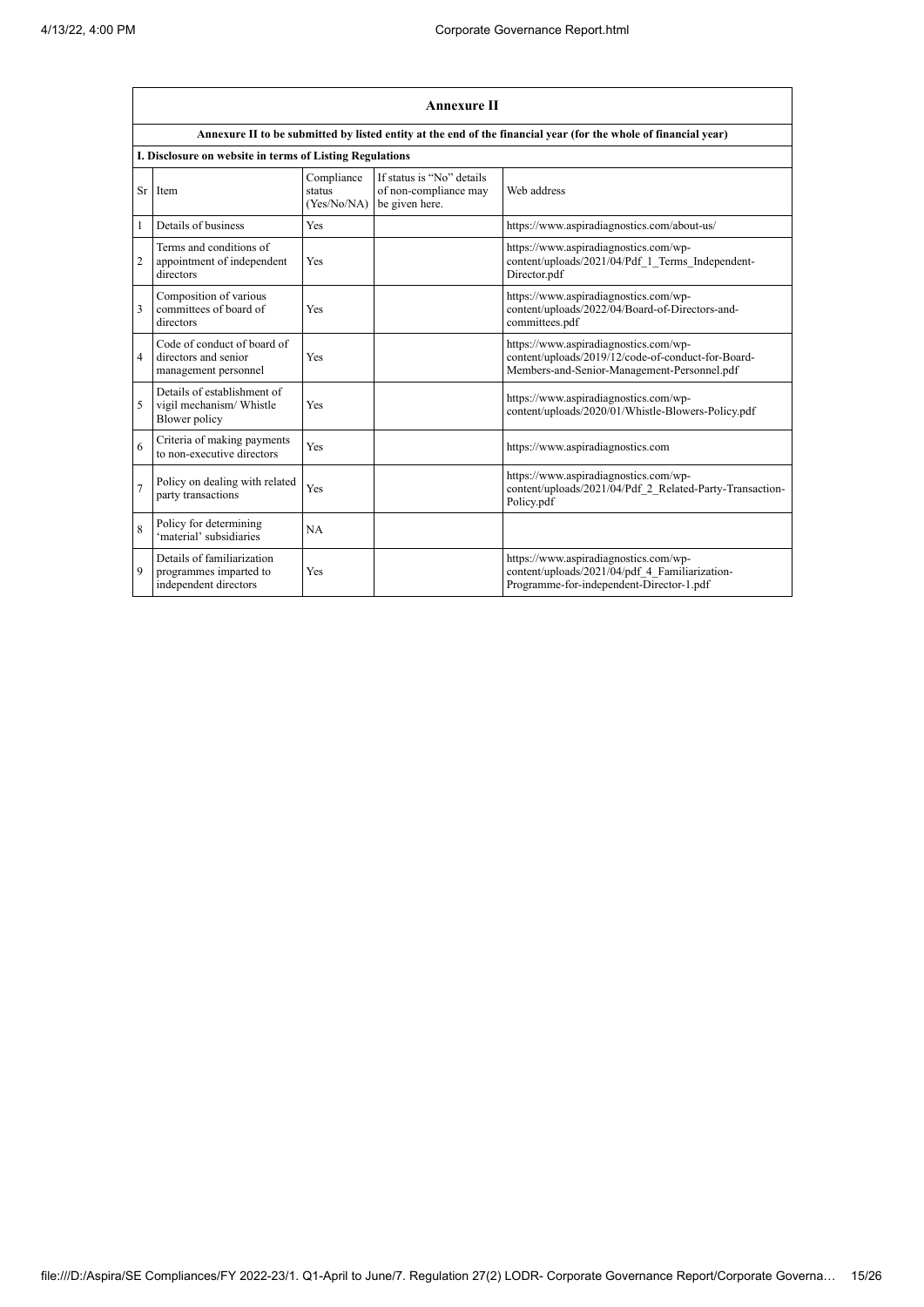| Annexure II | | | | |
|---|---|---|---|---|
| **Annexure II to be submitted by listed entity at the end of the financial year (for the whole of financial year)** | | | | |
| **I. Disclosure on website in terms of Listing Regulations** | | | | |
| Sr | Item | Compliance status (Yes/No/NA) | If status is "No" details of non-compliance may be given here. | Web address |
| 1 | Details of business | Yes | | https://www.aspiradiagnostics.com/about-us/ |
| 2 | Terms and conditions of appointment of independent directors | Yes | | https://www.aspiradiagnostics.com/wp-content/uploads/2021/04/Pdf_1_Terms_Independent-Director.pdf |
| 3 | Composition of various committees of board of directors | Yes | | https://www.aspiradiagnostics.com/wp-content/uploads/2022/04/Board-of-Directors-and-committees.pdf |
| 4 | Code of conduct of board of directors and senior management personnel | Yes | | https://www.aspiradiagnostics.com/wp-content/uploads/2019/12/code-of-conduct-for-Board-Members-and-Senior-Management-Personnel.pdf |
| 5 | Details of establishment of vigil mechanism/ Whistle Blower policy | Yes | | https://www.aspiradiagnostics.com/wp-content/uploads/2020/01/Whistle-Blowers-Policy.pdf |
| 6 | Criteria of making payments to non-executive directors | Yes | | https://www.aspiradiagnostics.com |
| 7 | Policy on dealing with related party transactions | Yes | | https://www.aspiradiagnostics.com/wp-content/uploads/2021/04/Pdf_2_Related-Party-Transaction-Policy.pdf |
| 8 | Policy for determining 'material' subsidiaries | NA | | |
| 9 | Details of familiarization programmes imparted to independent directors | Yes | | https://www.aspiradiagnostics.com/wp-content/uploads/2021/04/pdf_4_Familiarization-Programme-for-independent-Director-1.pdf |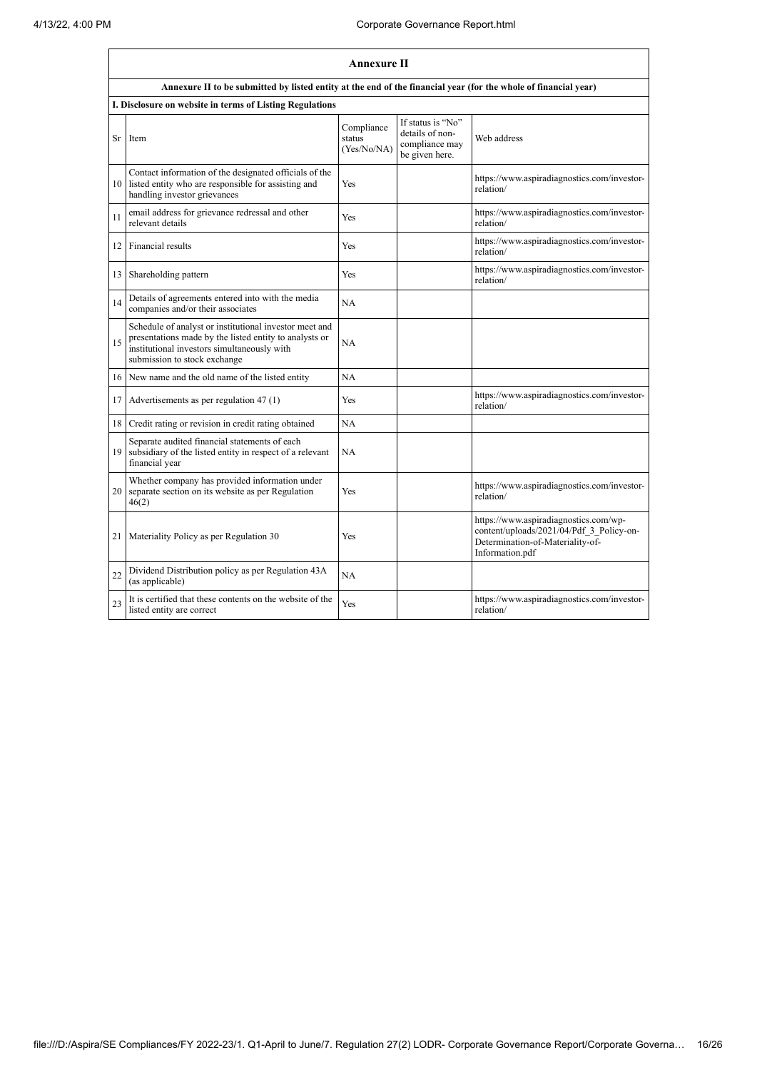## Annexure II

**Annexure II to be submitted by listed entity at the end of the financial year (for the whole of financial year)**

**I. Disclosure on website in terms of Listing Regulations**

| Sr | Item | Compliance status (Yes/No/NA) | If status is "No" details of non-compliance may be given here. | Web address |
|---|---|---|---|---|
| 10 | Contact information of the designated officials of the listed entity who are responsible for assisting and handling investor grievances | Yes | | https://www.aspiradiagnostics.com/investor-relation/ |
| 11 | email address for grievance redressal and other relevant details | Yes | | https://www.aspiradiagnostics.com/investor-relation/ |
| 12 | Financial results | Yes | | https://www.aspiradiagnostics.com/investor-relation/ |
| 13 | Shareholding pattern | Yes | | https://www.aspiradiagnostics.com/investor-relation/ |
| 14 | Details of agreements entered into with the media companies and/or their associates | NA | | |
| 15 | Schedule of analyst or institutional investor meet and presentations made by the listed entity to analysts or institutional investors simultaneously with submission to stock exchange | NA | | |
| 16 | New name and the old name of the listed entity | NA | | |
| 17 | Advertisements as per regulation 47 (1) | Yes | | https://www.aspiradiagnostics.com/investor-relation/ |
| 18 | Credit rating or revision in credit rating obtained | NA | | |
| 19 | Separate audited financial statements of each subsidiary of the listed entity in respect of a relevant financial year | NA | | |
| 20 | Whether company has provided information under separate section on its website as per Regulation 46(2) | Yes | | https://www.aspiradiagnostics.com/investor-relation/ |
| 21 | Materiality Policy as per Regulation 30 | Yes | | https://www.aspiradiagnostics.com/wp-content/uploads/2021/04/Pdf_3_Policy-on-Determination-of-Materiality-of-Information.pdf |
| 22 | Dividend Distribution policy as per Regulation 43A (as applicable) | NA | | |
| 23 | It is certified that these contents on the website of the listed entity are correct | Yes | | https://www.aspiradiagnostics.com/investor-relation/ |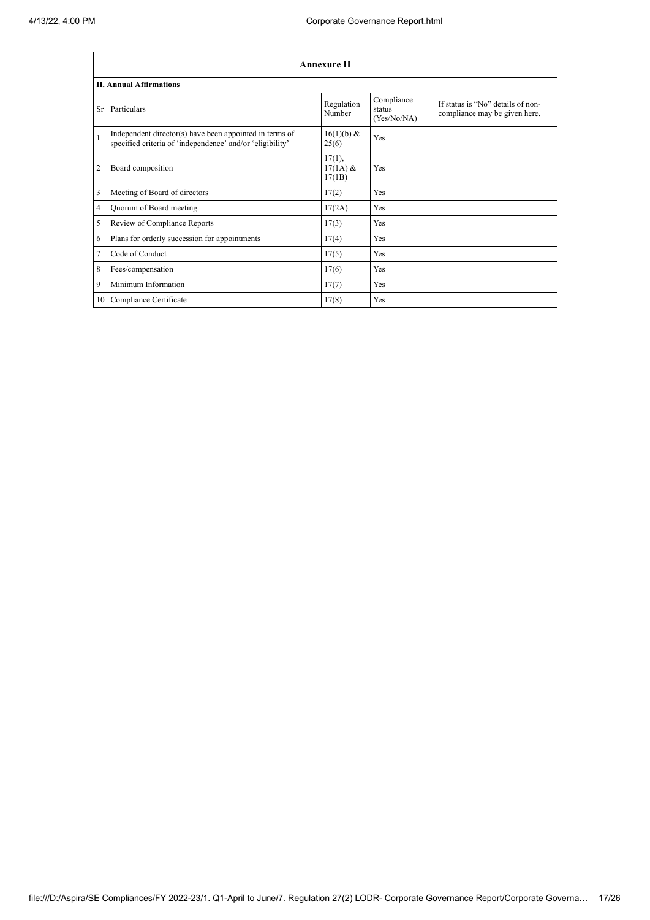| Annexure II | | | | |
|---|---|---|---|---|
| **II. Annual Affirmations** | | | | |
| Sr | Particulars | Regulation Number | Compliance status (Yes/No/NA) | If status is "No" details of non-compliance may be given here. |
| 1 | Independent director(s) have been appointed in terms of specified criteria of 'independence' and/or 'eligibility' | 16(1)(b) & 25(6) | Yes | |
| 2 | Board composition | 17(1), 17(1A) & 17(1B) | Yes | |
| 3 | Meeting of Board of directors | 17(2) | Yes | |
| 4 | Quorum of Board meeting | 17(2A) | Yes | |
| 5 | Review of Compliance Reports | 17(3) | Yes | |
| 6 | Plans for orderly succession for appointments | 17(4) | Yes | |
| 7 | Code of Conduct | 17(5) | Yes | |
| 8 | Fees/compensation | 17(6) | Yes | |
| 9 | Minimum Information | 17(7) | Yes | |
| 10 | Compliance Certificate | 17(8) | Yes | |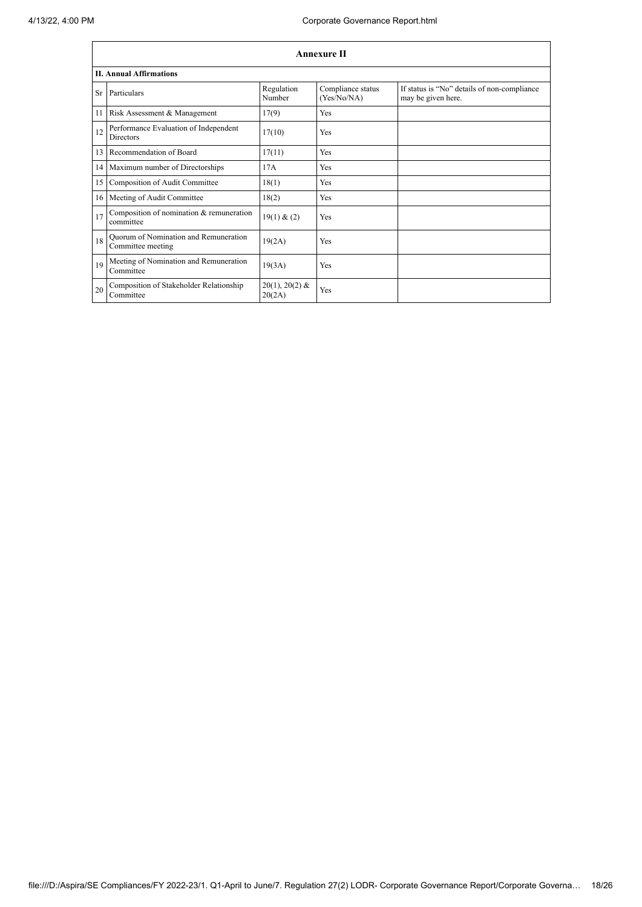| Annexure II | | | | |
|---|---|---|---|---|
| **II. Annual Affirmations** | | | | |
| Sr | Particulars | Regulation Number | Compliance status (Yes/No/NA) | If status is "No" details of non-compliance may be given here. |
| 11 | Risk Assessment & Management | 17(9) | Yes | |
| 12 | Performance Evaluation of Independent Directors | 17(10) | Yes | |
| 13 | Recommendation of Board | 17(11) | Yes | |
| 14 | Maximum number of Directorships | 17A | Yes | |
| 15 | Composition of Audit Committee | 18(1) | Yes | |
| 16 | Meeting of Audit Committee | 18(2) | Yes | |
| 17 | Composition of nomination & remuneration committee | 19(1) & (2) | Yes | |
| 18 | Quorum of Nomination and Remuneration Committee meeting | 19(2A) | Yes | |
| 19 | Meeting of Nomination and Remuneration Committee | 19(3A) | Yes | |
| 20 | Composition of Stakeholder Relationship Committee | 20(1), 20(2) & 20(2A) | Yes | |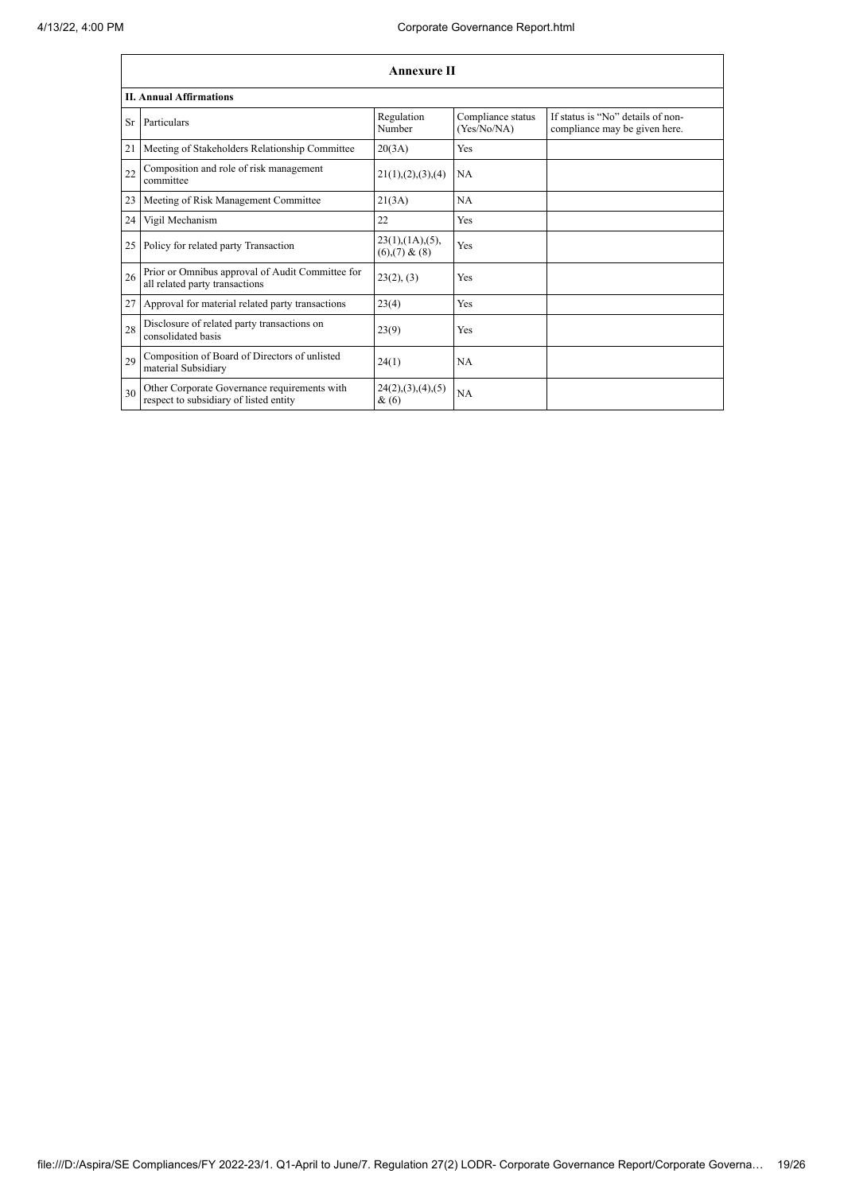## Annexure II

### II. Annual Affirmations

| Sr | Particulars | Regulation Number | Compliance status (Yes/No/NA) | If status is "No" details of non-compliance may be given here. |
|---|---|---|---|---|
| 21 | Meeting of Stakeholders Relationship Committee | 20(3A) | Yes | |
| 22 | Composition and role of risk management committee | 21(1),(2),(3),(4) | NA | |
| 23 | Meeting of Risk Management Committee | 21(3A) | NA | |
| 24 | Vigil Mechanism | 22 | Yes | |
| 25 | Policy for related party Transaction | 23(1),(1A),(5),(6),(7) & (8) | Yes | |
| 26 | Prior or Omnibus approval of Audit Committee for all related party transactions | 23(2), (3) | Yes | |
| 27 | Approval for material related party transactions | 23(4) | Yes | |
| 28 | Disclosure of related party transactions on consolidated basis | 23(9) | Yes | |
| 29 | Composition of Board of Directors of unlisted material Subsidiary | 24(1) | NA | |
| 30 | Other Corporate Governance requirements with respect to subsidiary of listed entity | 24(2),(3),(4),(5) & (6) | NA | |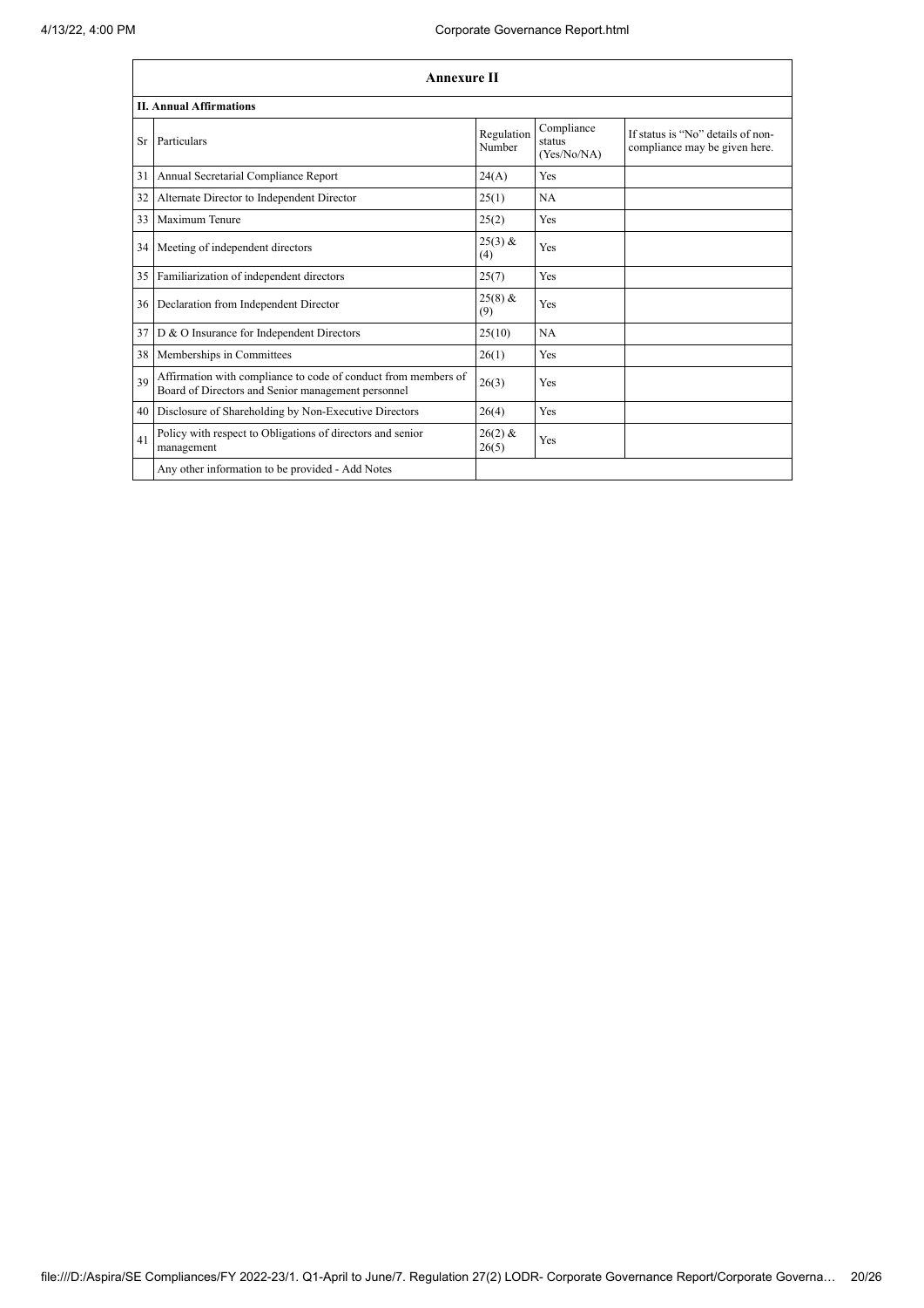## Annexure II

### II. Annual Affirmations

| Sr | Particulars | Regulation Number | Compliance status (Yes/No/NA) | If status is "No" details of non-compliance may be given here. |
|---|---|---|---|---|
| 31 | Annual Secretarial Compliance Report | 24(A) | Yes | |
| 32 | Alternate Director to Independent Director | 25(1) | NA | |
| 33 | Maximum Tenure | 25(2) | Yes | |
| 34 | Meeting of independent directors | 25(3) & (4) | Yes | |
| 35 | Familiarization of independent directors | 25(7) | Yes | |
| 36 | Declaration from Independent Director | 25(8) & (9) | Yes | |
| 37 | D & O Insurance for Independent Directors | 25(10) | NA | |
| 38 | Memberships in Committees | 26(1) | Yes | |
| 39 | Affirmation with compliance to code of conduct from members of Board of Directors and Senior management personnel | 26(3) | Yes | |
| 40 | Disclosure of Shareholding by Non-Executive Directors | 26(4) | Yes | |
| 41 | Policy with respect to Obligations of directors and senior management | 26(2) & 26(5) | Yes | |
| | Any other information to be provided - Add Notes | | | |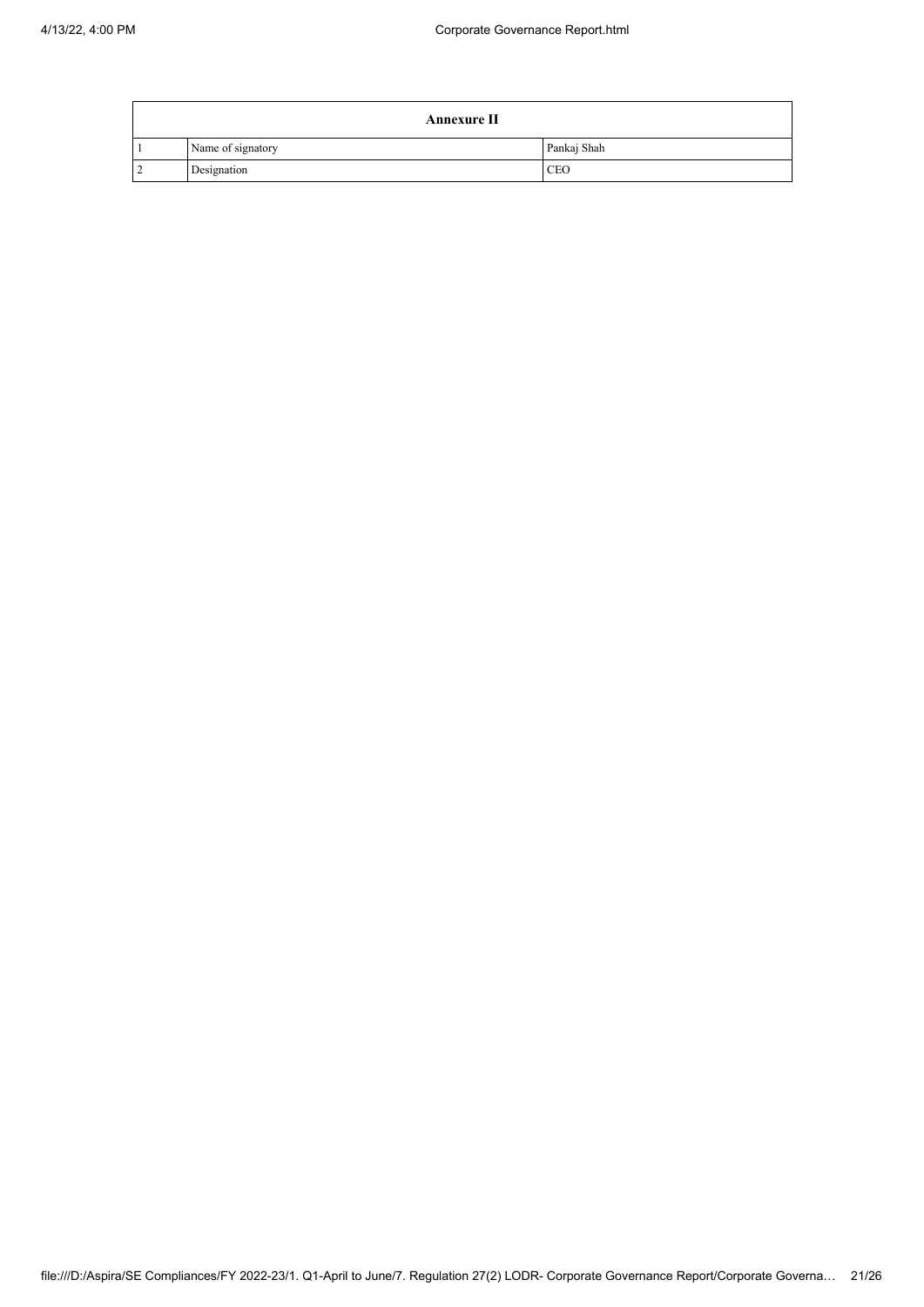| Annexure II | | |
|---|---|---|
| 1 | Name of signatory | Pankaj Shah |
| 2 | Designation | CEO |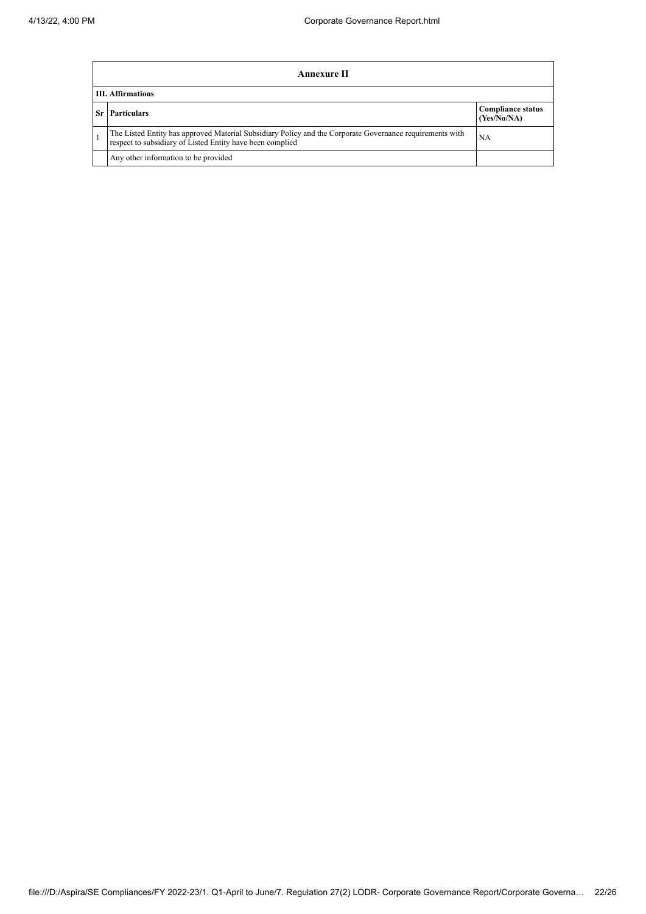| Annexure II | | |
|---|---|---|
| **III. Affirmations** | | |
| **Sr** | **Particulars** | **Compliance status (Yes/No/NA)** |
| 1 | The Listed Entity has approved Material Subsidiary Policy and the Corporate Governance requirements with respect to subsidiary of Listed Entity have been complied | NA |
| | Any other information to be provided | |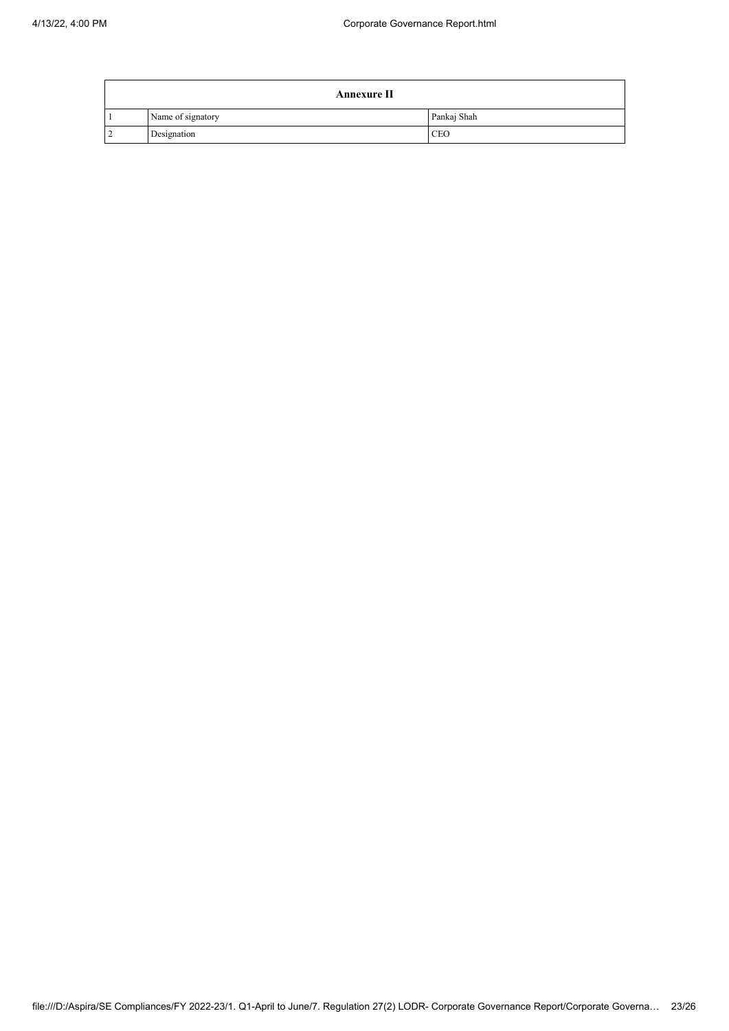| Annexure II | | |
|---|---|---|
| 1 | Name of signatory | Pankaj Shah |
| 2 | Designation | CEO |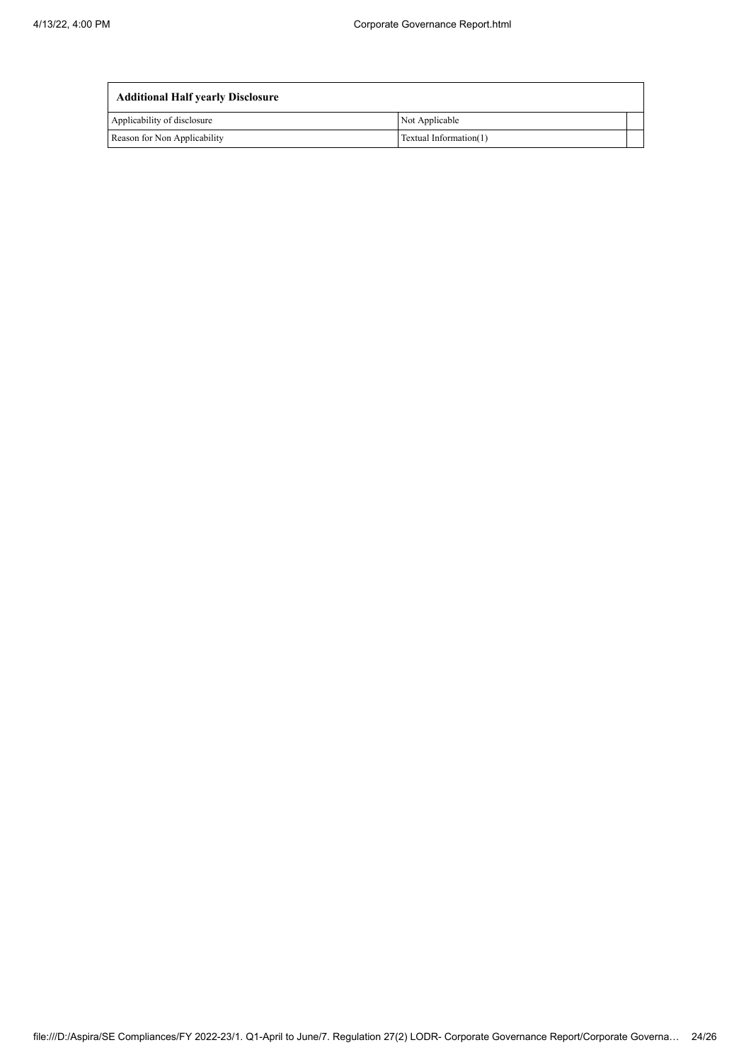| Additional Half yearly Disclosure | | |
|---|---|---|
| Applicability of disclosure | Not Applicable | |
| Reason for Non Applicability | Textual Information(1) | |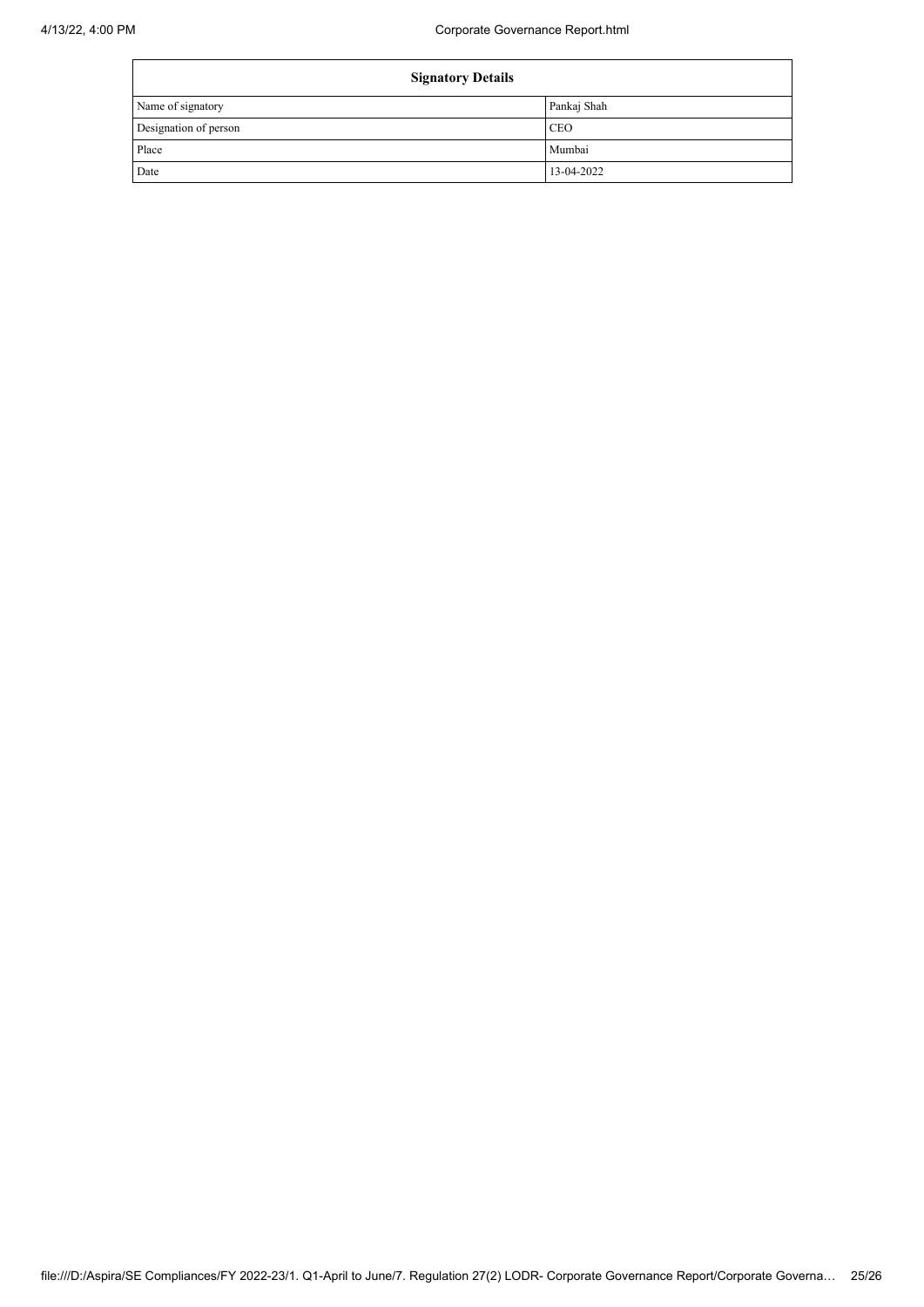| Signatory Details | |
|---|---|
| Name of signatory | Pankaj Shah |
| Designation of person | CEO |
| Place | Mumbai |
| Date | 13-04-2022 |